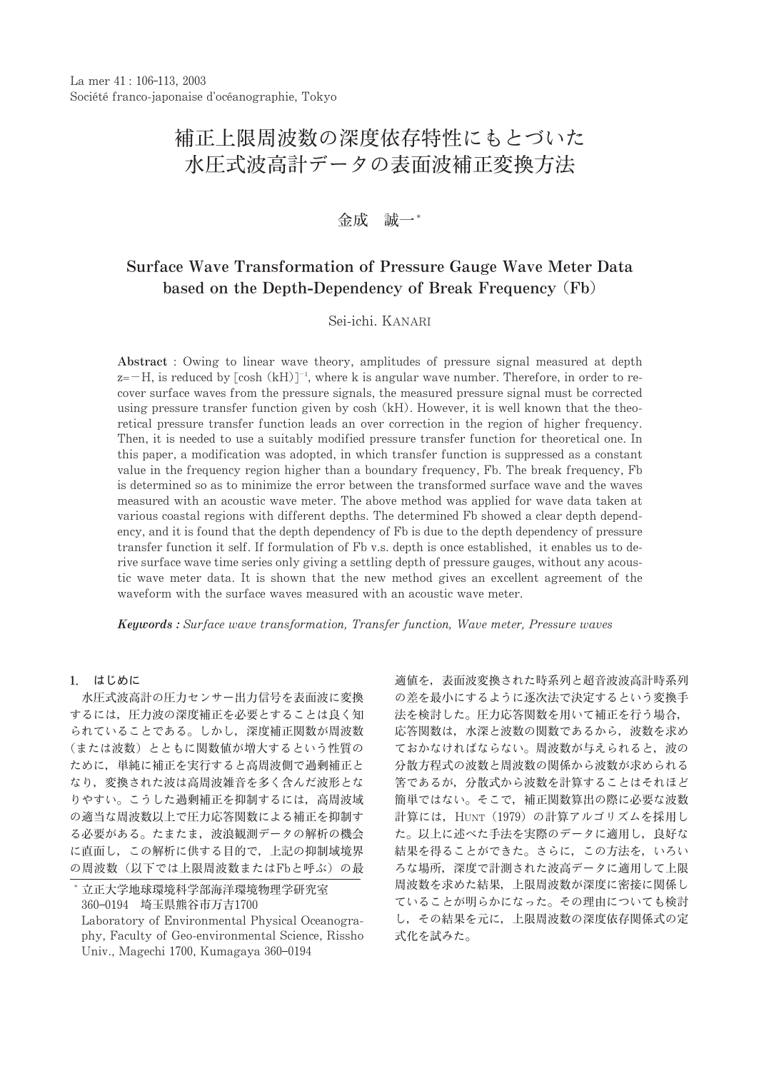La mer 41 : 106-113, 2003
Société franco-japonaise d'océanographie, Tokyo

# 補正上限周波数の深度依存特性にもとづいた水圧式波高計データの表面波補正変換方法

金成　誠一*

## Surface Wave Transformation of Pressure Gauge Wave Meter Data based on the Depth-Dependency of Break Frequency (Fb)

Sei-ichi. KANARI

**Abstract** : Owing to linear wave theory, amplitudes of pressure signal measured at depth $z=-H$, is reduced by $[\cosh(kH)]^{-1}$, where k is angular wave number. Therefore, in order to recover surface waves from the pressure signals, the measured pressure signal must be corrected using pressure transfer function given by $\cosh(kH)$. However, it is well known that the theoretical pressure transfer function leads an over correction in the region of higher frequency. Then, it is needed to use a suitably modified pressure transfer function for theoretical one. In this paper, a modification was adopted, in which transfer function is suppressed as a constant value in the frequency region higher than a boundary frequency, Fb. The break frequency, Fb is determined so as to minimize the error between the transformed surface wave and the waves measured with an acoustic wave meter. The above method was applied for wave data taken at various coastal regions with different depths. The determined Fb showed a clear depth dependency, and it is found that the depth dependency of Fb is due to the depth dependency of pressure transfer function it self. If formulation of Fb v.s. depth is once established, it enables us to derive surface wave time series only giving a settling depth of pressure gauges, without any acoustic wave meter data. It is shown that the new method gives an excellent agreement of the waveform with the surface waves measured with an acoustic wave meter.

***Keywords :*** *Surface wave transformation, Transfer function, Wave meter, Pressure waves*

### 1.　はじめに

水圧式波高計の圧力センサー出力信号を表面波に変換するには，圧力波の深度補正を必要とすることは良く知られていることである。しかし，深度補正関数が周波数（または波数）とともに関数値が増大するという性質のために，単純に補正を実行すると高周波側で過剰補正となり，変換された波は高周波雑音を多く含んだ波形となりやすい。こうした過剰補正を抑制するには，高周波域の適当な周波数以上で圧力応答関数による補正を抑制する必要がある。たまたま，波浪観測データの解析の機会に直面し，この解析に供する目的で，上記の抑制域境界の周波数（以下では上限周波数またはFbと呼ぶ）の最適値を，表面波変換された時系列と超音波波高計時系列の差を最小にするように逐次法で決定するという変換手法を検討した。圧力応答関数を用いて補正を行う場合，応答関数は，水深と波数の関数であるから，波数を求めておかなければならない。周波数が与えられると，波の分散方程式の波数と周波数の関係から波数が求められる筈であるが，分散式から波数を計算することはそれほど簡単ではない。そこで，補正関数算出の際に必要な波数計算には，HUNT（1979）の計算アルゴリズムを採用した。以上に述べた手法を実際のデータに適用し，良好な結果を得ることができた。さらに，この方法を，いろいろな場所，深度で計測された波高データに適用して上限周波数を求めた結果，上限周波数が深度に密接に関係していることが明らかになった。その理由についても検討し，その結果を元に，上限周波数の深度依存関係式の定式化を試みた。

---

\* 立正大学地球環境科学部海洋環境物理学研究室
360–0194　埼玉県熊谷市万吉1700
Laboratory of Environmental Physical Oceanography, Faculty of Geo-environmental Science, Rissho Univ., Magechi 1700, Kumagaya 360–0194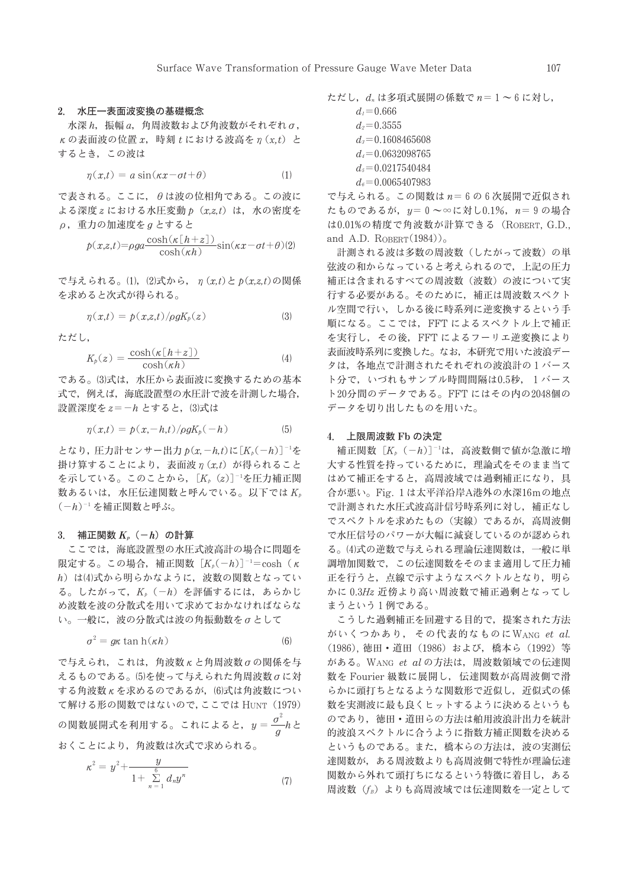## 2. 水圧一表面波変換の基礎概念

水深 $h$，振幅 $a$，角周波数および角波数がそれぞれ $\sigma$，$\kappa$ の表面波の位置 $x$，時刻 $t$ における波高を $\eta(x,t)$ とするとき，この波は

$$\eta(x,t) = a\sin(\kappa x - \sigma t + \theta) \tag{1}$$

で表される。ここに，$\theta$ は波の位相角である。この波による深度 $z$ における水圧変動 $p(x,z,t)$ は，水の密度を $\rho$，重力の加速度を $g$ とすると

$$p(x,z,t) = \rho g a \frac{\cosh(\kappa[h+z])}{\cosh(\kappa h)}\sin(\kappa x - \sigma t + \theta) \tag{2}$$

で与えられる。(1)，(2)式から，$\eta(x,t)$ と $p(x,z,t)$ の関係を求めると次式が得られる。

$$\eta(x,t) = p(x,z,t)/\rho g K_p(z) \tag{3}$$

ただし，

$$K_p(z) = \frac{\cosh(\kappa[h+z])}{\cosh(\kappa h)} \tag{4}$$

である。(3)式は，水圧から表面波に変換するための基本式で，例えば，海底設置型の水圧計で波を計測した場合，設置深度を $z=-h$ とすると，(3)式は

$$\eta(x,t) = p(x,-h,t)/\rho g K_p(-h) \tag{5}$$

となり，圧力計センサー出力 $p(x,-h,t)$ に $[K_p(-h)]^{-1}$ を掛け算することにより，表面波 $\eta(x,t)$ が得られることを示している。このことから，$[K_p(z)]^{-1}$ を圧力補正関数あるいは，水圧伝達関数と呼んでいる。以下では $K_p(-h)^{-1}$ を補正関数と呼ぶ。

## 3. 補正関数 $K_p(-h)$ の計算

ここでは，海底設置型の水圧式波高計の場合に問題を限定する。この場合，補正関数 $[K_p(-h)]^{-1}=\cosh(\kappa h)$ は(4)式から明らかなように，波数の関数となっている。したがって，$K_p(-h)$ を評価するには，あらかじめ波数を波の分散式を用いて求めておかなければならない。一般に，波の分散式は波の角振動数を $\sigma$ として

$$\sigma^2 = g\kappa\tan\mathrm{h}(\kappa h) \tag{6}$$

で与えられ，これは，角波数 $\kappa$ と角周波数 $\sigma$ の関係を与えるものである。(5)を使って与えられた角周波数 $\sigma$ に対する角波数 $\kappa$ を求めるのであるが，(6)式は角波数について解ける形の関数ではないので，ここでは HUNT（1979）の関数展開式を利用する。これによると，$y=\dfrac{\sigma^2}{g}h$ とおくことにより，角波数は次式で求められる。

$$\kappa^2 = y^2 + \frac{y}{1+\sum_{n=1}^{6} d_n y^n} \tag{7}$$

ただし，$d_n$ は多項式展開の係数で $n=1\sim6$ に対し，

$d_1=0.666$
$d_2=0.3555$
$d_3=0.1608465608$
$d_4=0.0632098765$
$d_5=0.0217540484$
$d_6=0.0065407983$

で与えられる。この関数は $n=6$ の6次展開で近似されたものであるが，$y=0\sim\infty$ に対し0.1%，$n=9$ の場合は0.01%の精度で角波数が計算できる（ROBERT, G.D., and A.D. ROBERT(1984)）。

計測される波は多数の周波数（したがって波数）の単弦波の和からなっていると考えられるので，上記の圧力補正は含まれるすべての周波数（波数）の波について実行する必要がある。そのために，補正は周波数スペクトル空間で行い，しかる後に時系列に逆変換するという手順になる。ここでは，FFT によるスペクトル上で補正を実行し，その後，FFT によるフーリエ逆変換により表面波時系列に変換した。なお，本研究で用いた波浪データは，各地点で計測されたそれぞれの波浪計の1バースト分で，いずれもサンプル時間間隔は0.5秒，1バースト20分間のデータである。FFT にはその内の2048個のデータを切り出したものを用いた。

## 4. 上限周波数 Fb の決定

補正関数 $[K_p(-h)]^{-1}$ は，高波数側で値が急激に増大する性質を持っているために，理論式をそのまま当てはめて補正をすると，高周波域では過剰補正になり，具合が悪い。Fig. 1 は太平洋沿岸A港外の水深16mの地点で計測された水圧式波高計信号時系列に対し，補正なしでスペクトルを求めたもの（実線）であるが，高周波側で水圧信号のパワーが大幅に減衰しているのが認められる。(4)式の逆数で与えられる理論伝達関数は，一般に単調増加関数で，この伝達関数をそのまま適用して圧力補正を行うと，点線で示すようなスペクトルとなり，明らかに 0.3*Hz* 近傍より高い周波数で補正過剰となってしまうという1例である。

こうした過剰補正を回避する目的で，提案された方法がいくつかあり，その代表的なものに WANG *et al.* (1986)，徳田・道田（1986）および，橋本ら（1992）等がある。WANG *et al* の方法は，周波数領域での伝達関数を Fourier 級数に展開し，伝達関数が高周波側で滑らかに頭打ちとなるような関数形で近似し，近似式の係数を実測波に最も良くヒットするように決めるというものであり，徳田・道田らの方法は船用波浪計出力を統計的波浪スペクトルに合うように指数方補正関数を決めるというものである。また，橋本らの方法は，波の実測伝達関数が，ある周波数よりも高周波側で特性が理論伝達関数から外れて頭打ちになるという特徴に着目し，ある周波数（$f_B$）よりも高周波域では伝達関数を一定として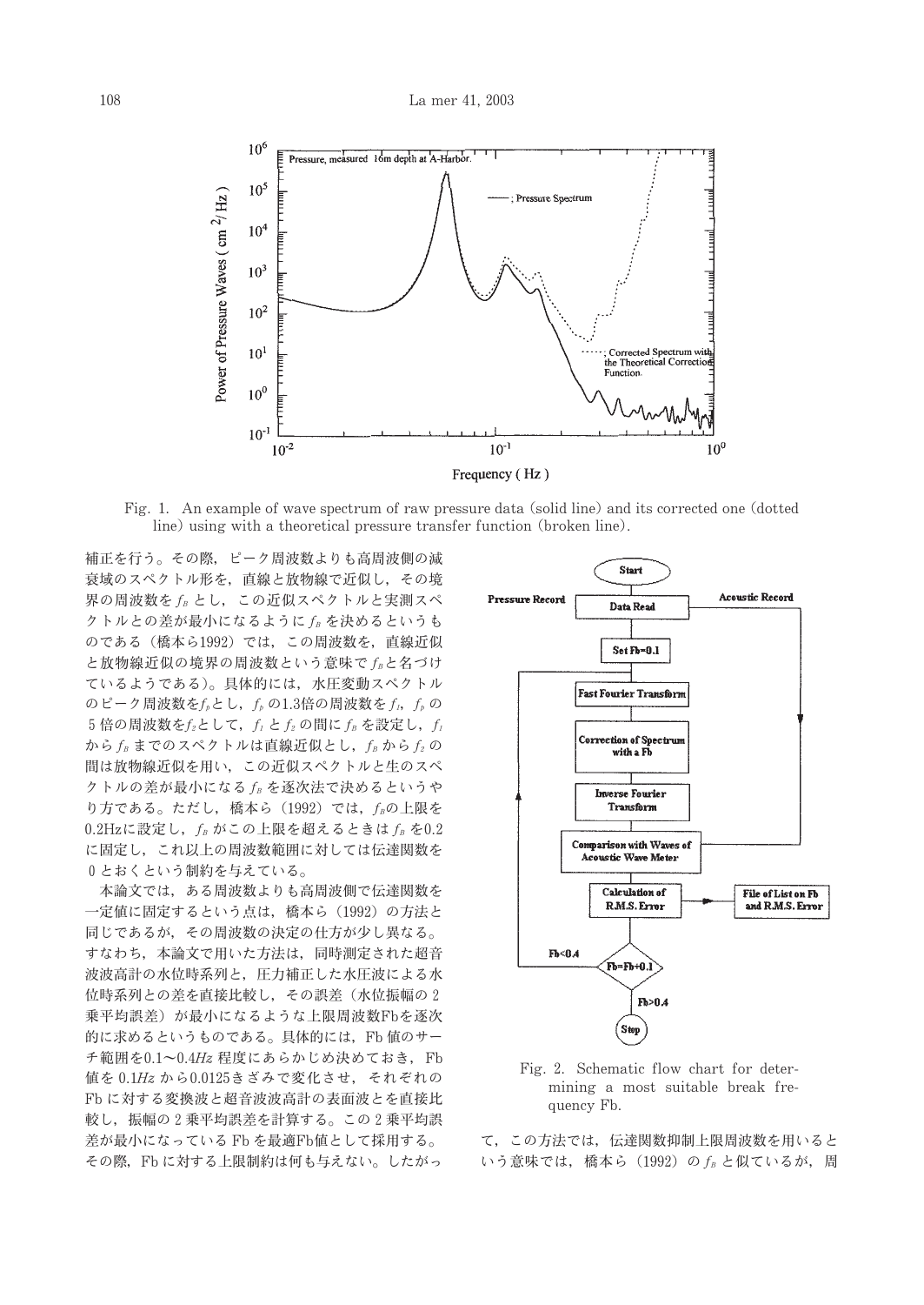Fig. 1. An example of wave spectrum of raw pressure data (solid line) and its corrected one (dotted line) using with a theoretical pressure transfer function (broken line).

補正を行う。その際，ピーク周波数よりも高周波側の減衰域のスペクトル形を，直線と放物線で近似し，その境界の周波数を$f_B$とし，この近似スペクトルと実測スペクトルとの差が最小になるように$f_B$を決めるというものである（橋本ら1992）では，この周波数を，直線近似と放物線近似の境界の周波数という意味で$f_B$と名づけているようである)。具体的には，水圧変動スペクトルのピーク周波数を$f_p$とし，$f_p$の1.3倍の周波数を$f_1$，$f_p$の5倍の周波数を$f_2$として，$f_1$と$f_2$の間に$f_B$を設定し，$f_1$から$f_B$までのスペクトルは直線近似とし，$f_B$から$f_2$の間は放物線近似を用い，この近似スペクトルと生のスペクトルの差が最小になる$f_B$を逐次法で決めるというやり方である。ただし，橋本ら（1992）では，$f_B$の上限を0.2Hzに設定し，$f_B$がこの上限を超えるときは$f_B$を0.2に固定し，これ以上の周波数範囲に対しては伝達関数を0とおくという制約を与えている。

本論文では，ある周波数よりも高周波側で伝達関数を一定値に固定するという点は，橋本ら（1992）の方法と同じであるが，その周波数の決定の仕方が少し異なる。すなわち，本論文で用いた方法は，同時測定された超音波波高計の水位時系列と，圧力補正した水圧波による水位時系列との差を直接比較し，その誤差（水位振幅の2乗平均誤差）が最小になるような上限周波数Fbを逐次的に求めるというものである。具体的には，Fb値のサーチ範囲を0.1～0.4*Hz*程度にあらかじめ決めておき，Fb値を0.1*Hz*から0.0125きざみで変化させ，それぞれのFbに対する変換波と超音波波高計の表面波とを直接比較し，振幅の2乗平均誤差を計算する。この2乗平均誤差が最小になっているFbを最適Fb値として採用する。その際，Fbに対する上限制約は何も与えない。したがって，この方法では，伝達関数抑制上限周波数を用いるという意味では，橋本ら（1992）の$f_B$と似ているが，周

Fig. 2. Schematic flow chart for determining a most suitable break frequency Fb.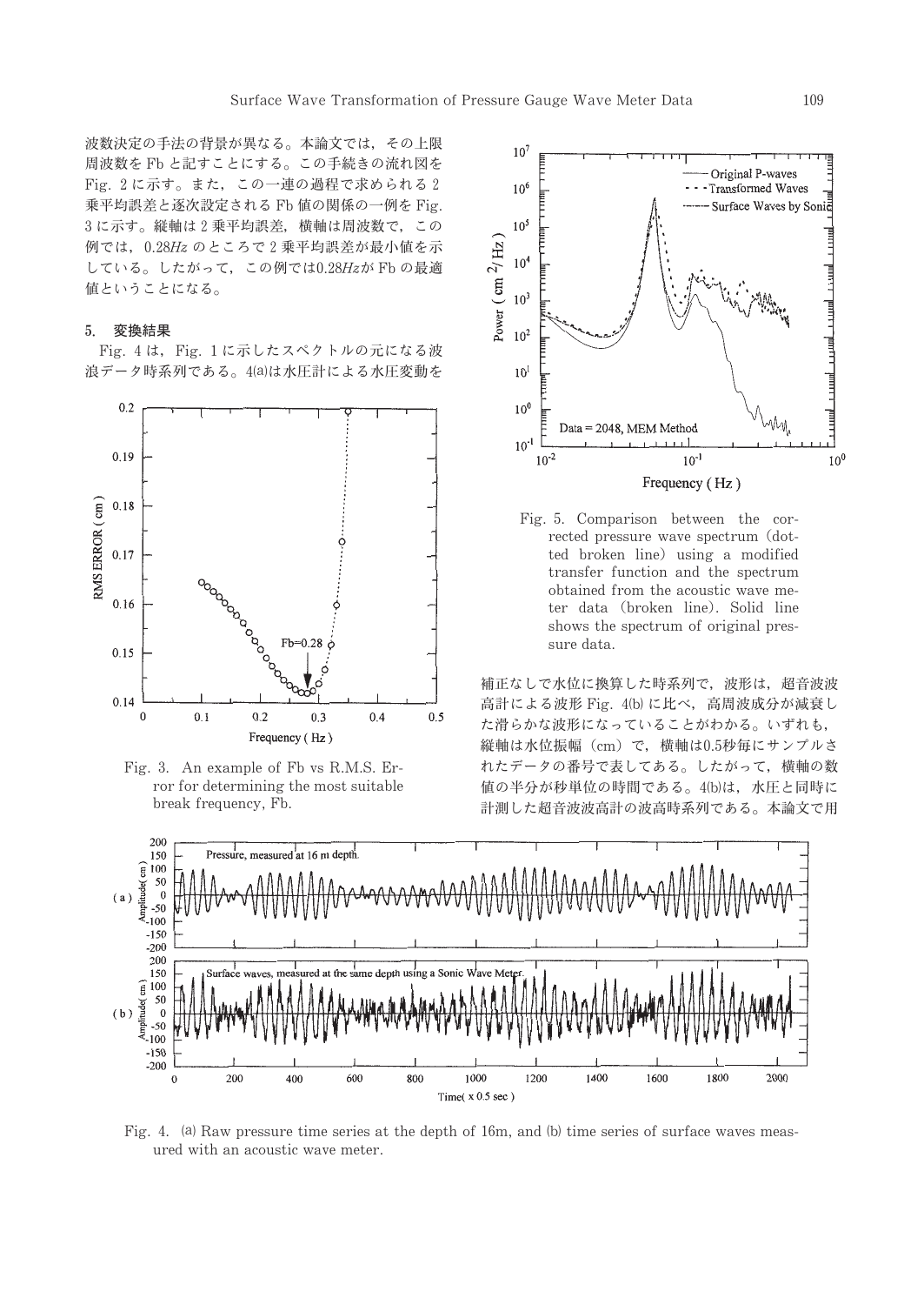波数決定の手法の背景が異なる。本論文では，その上限周波数を Fb と記すことにする。この手続きの流れ図を Fig. 2 に示す。また，この一連の過程で求められる 2 乗平均誤差と逐次設定される Fb 値の関係の一例を Fig. 3 に示す。縦軸は 2 乗平均誤差，横軸は周波数で，この例では，0.28*Hz* のところで 2 乗平均誤差が最小値を示している。したがって，この例では0.28*Hz*が Fb の最適値ということになる。

## 5. 変換結果

Fig. 4 は，Fig. 1 に示したスペクトルの元になる波浪データ時系列である。4(a)は水圧計による水圧変動を補正なしで水位に換算した時系列で，波形は，超音波波高計による波形 Fig. 4(b) に比べ，高周波成分が減衰した滑らかな波形になっていることがわかる。いずれも，縦軸は水位振幅（cm）で，横軸は0.5秒毎にサンプルされたデータの番号で表してある。したがって，横軸の数値の半分が秒単位の時間である。4(b)は，水圧と同時に計測した超音波波高計の波高時系列である。本論文で用

Fig. 3. An example of Fb vs R.M.S. Error for determining the most suitable break frequency, Fb.

Fig. 5. Comparison between the corrected pressure wave spectrum (dotted broken line) using a modified transfer function and the spectrum obtained from the acoustic wave meter data (broken line). Solid line shows the spectrum of original pressure data.

Fig. 4. (a) Raw pressure time series at the depth of 16m, and (b) time series of surface waves measured with an acoustic wave meter.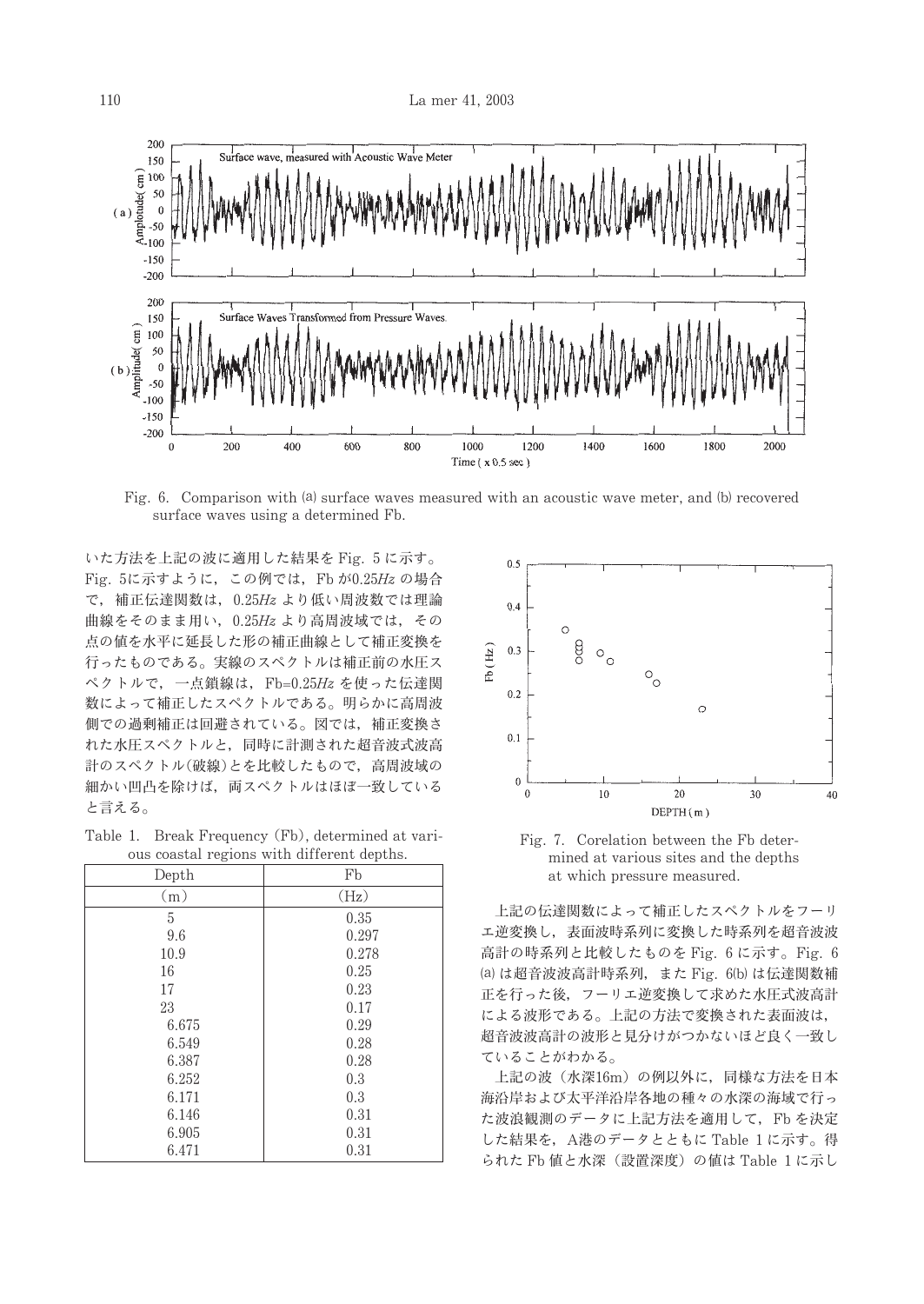Fig. 6. Comparison with (a) surface waves measured with an acoustic wave meter, and (b) recovered surface waves using a determined Fb.

いた方法を上記の波に適用した結果を Fig. 5 に示す。Fig. 5に示すように，この例では，Fb が0.25*Hz* の場合で，補正伝達関数は，0.25*Hz* より低い周波数では理論曲線をそのまま用い，0.25*Hz* より高周波域では，その点の値を水平に延長した形の補正曲線として補正変換を行ったものである。実線のスペクトルは補正前の水圧スペクトルで，一点鎖線は，Fb=0.25*Hz* を使った伝達関数によって補正したスペクトルである。明らかに高周波側での過剰補正は回避されている。図では，補正変換された水圧スペクトルと，同時に計測された超音波式波高計のスペクトル(破線)とを比較したもので，高周波域の細かい凹凸を除けば，両スペクトルはほぼ一致していると言える。

Table 1. Break Frequency (Fb), determined at various coastal regions with different depths.

| Depth (m) | Fb (Hz) |
|---|---|
| 5 | 0.35 |
| 9.6 | 0.297 |
| 10.9 | 0.278 |
| 16 | 0.25 |
| 17 | 0.23 |
| 23 | 0.17 |
| 6.675 | 0.29 |
| 6.549 | 0.28 |
| 6.387 | 0.28 |
| 6.252 | 0.3 |
| 6.171 | 0.3 |
| 6.146 | 0.31 |
| 6.905 | 0.31 |
| 6.471 | 0.31 |

Fig. 7. Corelation between the Fb determined at various sites and the depths at which pressure measured.

上記の伝達関数によって補正したスペクトルをフーリエ逆変換し，表面波時系列に変換した時系列を超音波波高計の時系列と比較したものを Fig. 6 に示す。Fig. 6 (a) は超音波波高計時系列，また Fig. 6(b) は伝達関数補正を行った後，フーリエ逆変換して求めた水圧式波高計による波形である。上記の方法で変換された表面波は，超音波波高計の波形と見分けがつかないほど良く一致していることがわかる。

上記の波（水深16m）の例以外に，同様な方法を日本海沿岸および太平洋沿岸各地の種々の水深の海域で行った波浪観測のデータに上記方法を適用して，Fb を決定した結果を，A港のデータとともに Table 1 に示す。得られた Fb 値と水深（設置深度）の値は Table 1 に示し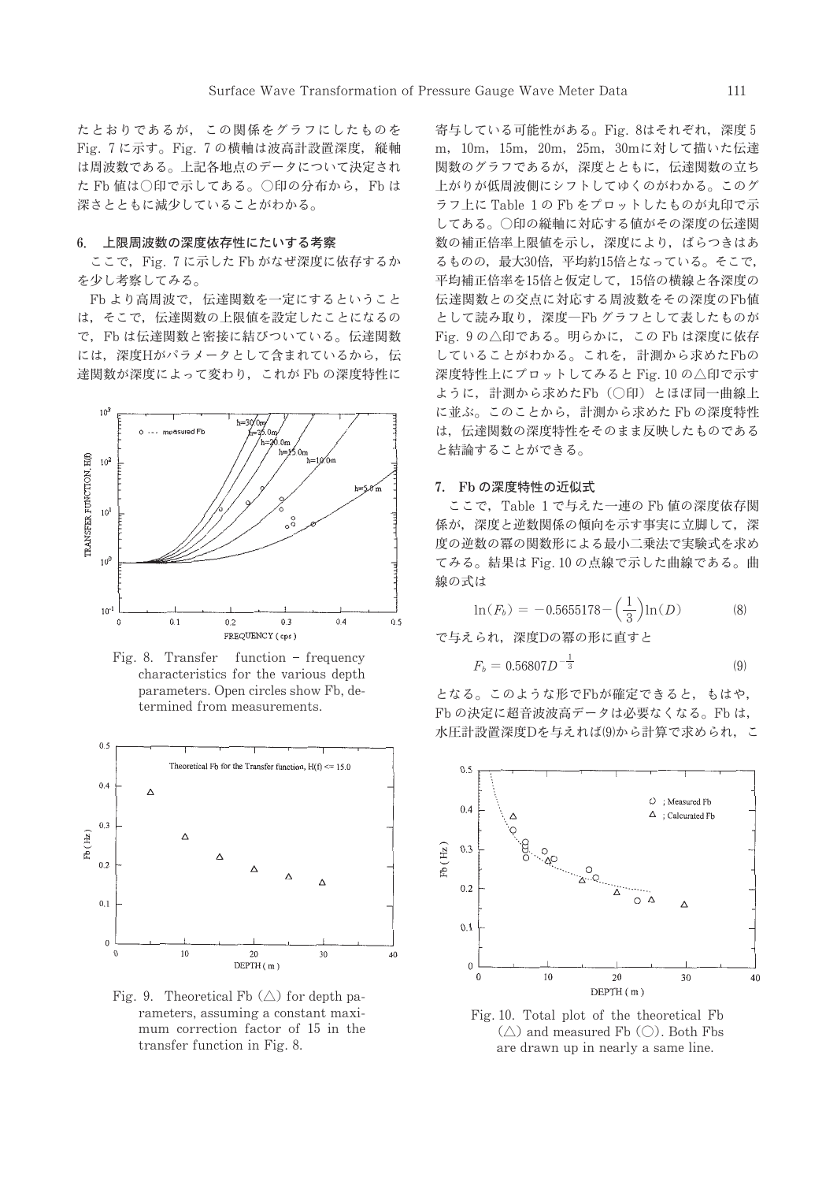たとおりであるが，この関係をグラフにしたものをFig. 7に示す。Fig. 7の横軸は波高計設置深度，縦軸は周波数である。上記各地点のデータについて決定されたFb値は○印で示してある。○印の分布から，Fbは深さとともに減少していることがわかる。

## 6. 上限周波数の深度依存性にたいする考察

ここで，Fig. 7に示したFbがなぜ深度に依存するかを少し考察してみる。

Fbより高周波で，伝達関数を一定にするということは，そこで，伝達関数の上限値を設定したことになるので，Fbは伝達関数と密接に結びついている。伝達関数には，深度Hがパラメータとして含まれているから，伝達関数が深度によって変わり，これがFbの深度特性に寄与している可能性がある。Fig. 8はそれぞれ，深度5m，10m，15m，20m，25m，30mに対して描いた伝達関数のグラフであるが，深度とともに，伝達関数の立ち上がりが低周波側にシフトしてゆくのがわかる。このグラフ上にTable 1のFbをプロットしたものが丸印で示してある。○印の縦軸に対応する値がその深度の伝達関数の補正倍率上限値を示し，深度により，ばらつきはあるものの，最大30倍，平均約15倍となっている。そこで，平均補正倍率を15倍と仮定して，15倍の横線と各深度の伝達関数との交点に対応する周波数をその深度のFb値として読み取り，深度—Fbグラフとして表したものがFig. 9の△印である。明らかに，このFbは深度に依存していることがわかる。これを，計測から求めたFbの深度特性上にプロットしてみるとFig. 10の△印で示すように，計測から求めたFb（○印）とほぼ同一曲線上に並ぶ。このことから，計測から求めたFbの深度特性は，伝達関数の深度特性をそのまま反映したものであると結論することができる。

Fig. 8. Transfer function – frequency characteristics for the various depth parameters. Open circles show Fb, determined from measurements.

Fig. 9. Theoretical Fb (△) for depth parameters, assuming a constant maximum correction factor of 15 in the transfer function in Fig. 8.

## 7. Fbの深度特性の近似式

ここで，Table 1で与えた一連のFb値の深度依存関係が，深度と逆数関係の傾向を示す事実に立脚して，深度の逆数の冪の関数形による最小二乗法で実験式を求めてみる。結果はFig. 10の点線で示した曲線である。曲線の式は

$$\ln(F_b) = -0.5655178 - \left(\frac{1}{3}\right)\ln(D) \tag{8}$$

で与えられ，深度Dの冪の形に直すと

$$F_b = 0.56807D^{-\frac{1}{3}} \tag{9}$$

となる。このような形でFbが確定できると，もはや，Fbの決定に超音波波高データは必要なくなる。Fbは，水圧計設置深度Dを与えれば(9)から計算で求められ，こ

Fig. 10. Total plot of the theoretical Fb (△) and measured Fb (○). Both Fbs are drawn up in nearly a same line.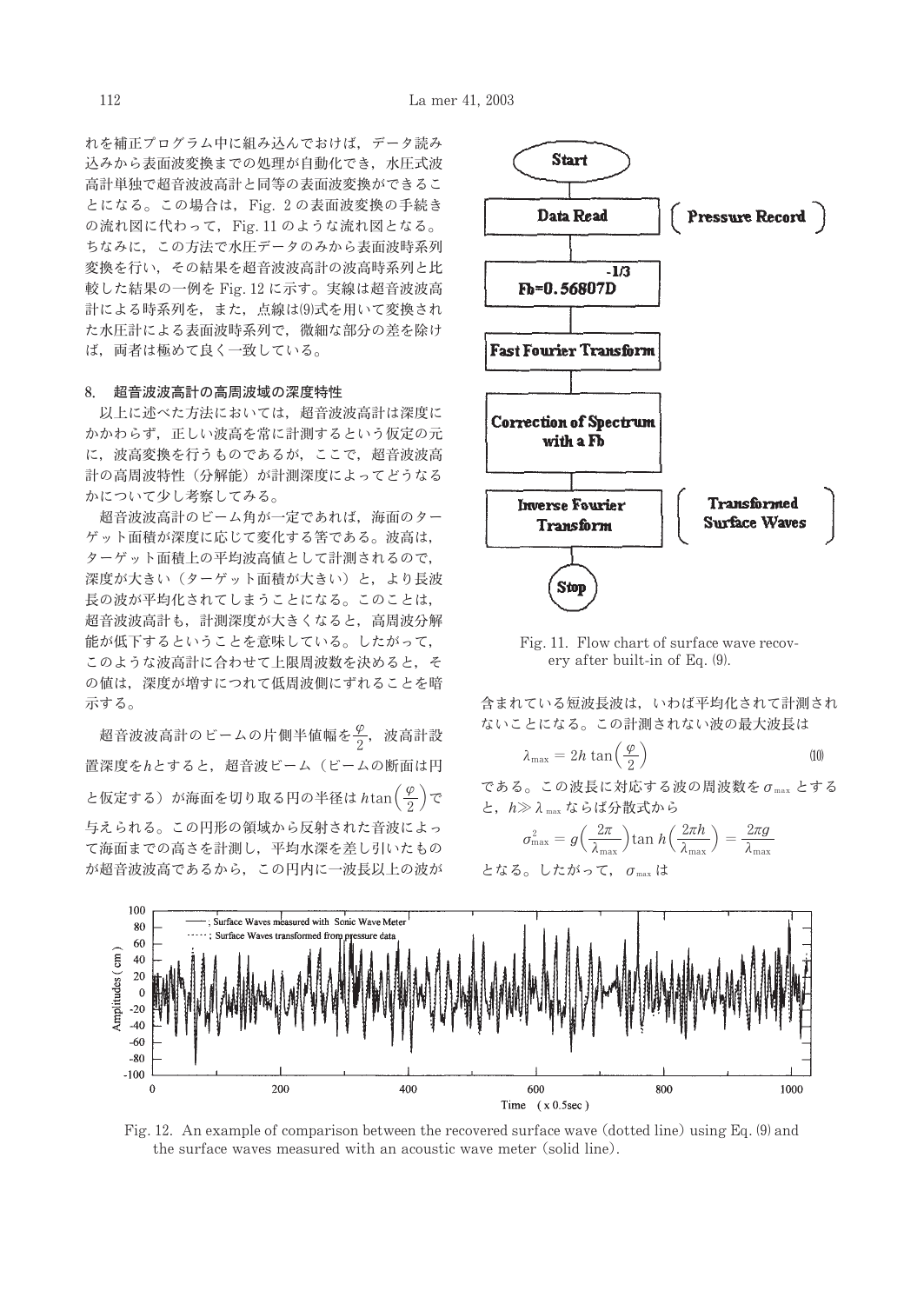れを補正プログラム中に組み込んでおけば，データ読み込みから表面波変換までの処理が自動化でき，水圧式波高計単独で超音波波高計と同等の表面波変換ができることになる。この場合は，Fig. 2 の表面波変換の手続きの流れ図に代わって，Fig. 11 のような流れ図となる。ちなみに，この方法で水圧データのみから表面波時系列変換を行い，その結果を超音波波高計の波高時系列と比較した結果の一例を Fig. 12 に示す。実線は超音波波高計による時系列を，また，点線は(9)式を用いて変換された水圧計による表面波時系列で，微細な部分の差を除けば，両者は極めて良く一致している。

Start → Data Read (Pressure Record) → $Fb=0.56807D^{-1/3}$ → Fast Fourier Transform → Correction of Spectrum with a Fb → Inverse Fourier Transform (Transformed Surface Waves) → Stop

Fig. 11. Flow chart of surface wave recovery after built-in of Eq. (9).

## 8. 超音波波高計の高周波域の深度特性

以上に述べた方法においては，超音波波高計は深度にかかわらず，正しい波高を常に計測するという仮定の元に，波高変換を行うものであるが，ここで，超音波波高計の高周波特性（分解能）が計測深度によってどうなるかについて少し考察してみる。

超音波波高計のビーム角が一定であれば，海面のターゲット面積が深度に応じて変化する筈である。波高は，ターゲット面積上の平均波高値として計測されるので，深度が大きい（ターゲット面積が大きい）と，より長波長の波が平均化されてしまうことになる。このことは，超音波波高計も，計測深度が大きくなると，高周波分解能が低下するということを意味している。したがって，このような波高計に合わせて上限周波数を決めると，その値は，深度が増すにつれて低周波側にずれることを暗示する。

超音波波高計のビームの片側半値幅を$\frac{\varphi}{2}$，波高計設置深度を$h$とすると，超音波ビーム（ビームの断面は円と仮定する）が海面を切り取る円の半径は $h\tan\left(\frac{\varphi}{2}\right)$で与えられる。この円形の領域から反射された音波によって海面までの高さを計測し，平均水深を差し引いたものが超音波波高であるから，この円内に一波長以上の波が含まれている短波長波は，いわば平均化されて計測されないことになる。この計測されない波の最大波長は

$$\lambda_{\max} = 2h\tan\left(\frac{\varphi}{2}\right) \tag{10}$$

である。この波長に対応する波の周波数を$\sigma_{\max}$とすると，$h \gg \lambda_{\max}$ならば分散式から

$$\sigma_{\max}^2 = g\left(\frac{2\pi}{\lambda_{\max}}\right)\tan h\left(\frac{2\pi h}{\lambda_{\max}}\right) = \frac{2\pi g}{\lambda_{\max}}$$

となる。したがって，$\sigma_{\max}$は

Fig. 12. An example of comparison between the recovered surface wave (dotted line) using Eq. (9) and the surface waves measured with an acoustic wave meter (solid line).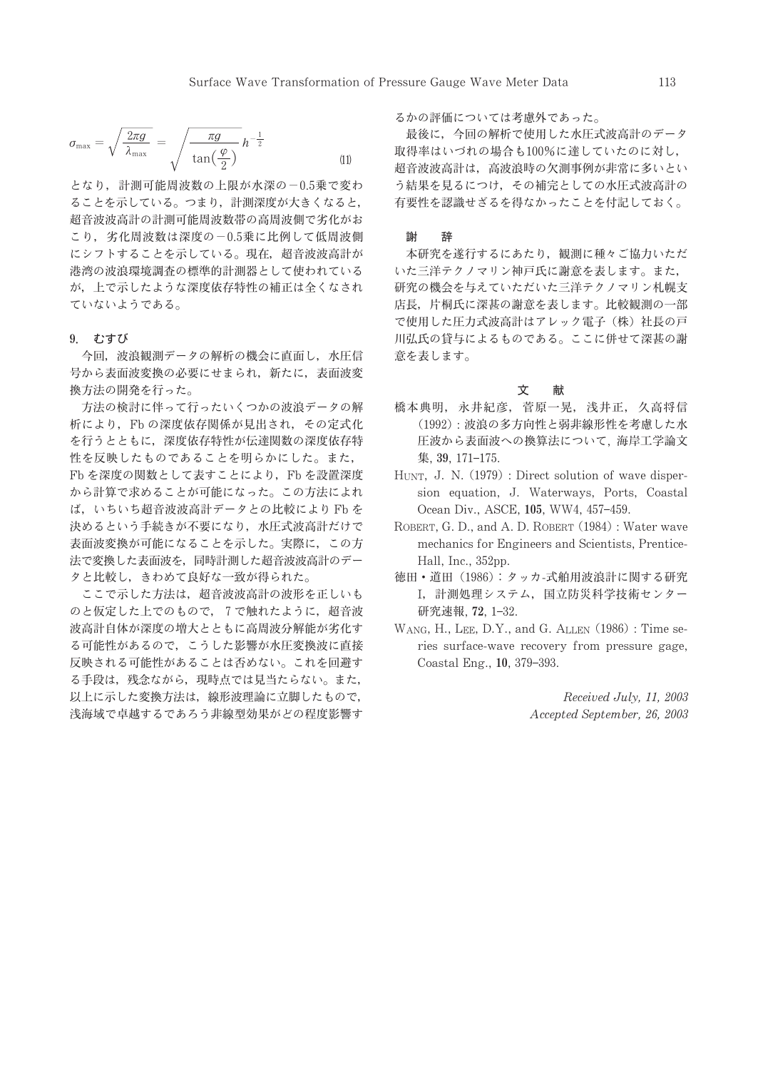$$\sigma_{\max} = \sqrt{\frac{2\pi g}{\lambda_{\max}}} = \sqrt{\frac{\pi g}{\tan\left(\frac{\varphi}{2}\right)}}\,h^{-\frac{1}{2}} \tag{11}$$

となり，計測可能周波数の上限が水深の－0.5乗で変わることを示している。つまり，計測深度が大きくなると，超音波波高計の計測可能周波数帯の高周波側で劣化がおこり，劣化周波数は深度の－0.5乗に比例して低周波側にシフトすることを示している。現在，超音波波高計が港湾の波浪環境調査の標準的計測器として使われているが，上で示したような深度依存特性の補正は全くなされていないようである。

## 9. むすび

今回，波浪観測データの解析の機会に直面し，水圧信号から表面波変換の必要にせまられ，新たに，表面波変換方法の開発を行った。

方法の検討に伴って行ったいくつかの波浪データの解析により，Fb の深度依存関係が見出され，その定式化を行うとともに，深度依存特性が伝達関数の深度依存特性を反映したものであることを明らかにした。また，Fb を深度の関数として表すことにより，Fb を設置深度から計算で求めることが可能になった。この方法によれば，いちいち超音波波高計データとの比較により Fb を決めるという手続きが不要になり，水圧式波高計だけで表面波変換が可能になることを示した。実際に，この方法で変換した表面波を，同時計測した超音波波高計のデータと比較し，きわめて良好な一致が得られた。

ここで示した方法は，超音波波高計の波形を正しいものと仮定した上でのもので，7で触れたように，超音波波高計自体が深度の増大とともに高周波分解能が劣化する可能性があるので，こうした影響が水圧変換波に直接反映される可能性があることは否めない。これを回避する手段は，残念ながら，現時点では見当たらない。また，以上に示した変換方法は，線形波理論に立脚したもので，浅海域で卓越するであろう非線型効果がどの程度影響するかの評価については考慮外であった。

最後に，今回の解析で使用した水圧式波高計のデータ取得率はいずれの場合も100%に達していたのに対し，超音波波高計は，高波浪時の欠測事例が非常に多いという結果を見るにつけ，その補完としての水圧式波高計の有要性を認識せざるを得なかったことを付記しておく。

## 謝　辞

本研究を遂行するにあたり，観測に種々ご協力いただいた三洋テクノマリン神戸氏に謝意を表します。また，研究の機会を与えていただいた三洋テクノマリン札幌支店長，片桐氏に深甚の謝意を表します。比較観測の一部で使用した圧力式波高計はアレック電子（株）社長の戸川弘氏の貸与によるものである。ここに併せて深甚の謝意を表します。

## 文　献

橋本典明，永井紀彦，菅原一晃，浅井正，久高将信（1992）：波浪の多方向性と弱非線形性を考慮した水圧波から表面波への換算法について，海岸工学論文集，**39**, 171–175.

Hunt, J. N. (1979) : Direct solution of wave dispersion equation, J. Waterways, Ports, Coastal Ocean Div., ASCE, **105**, WW4, 457–459.

Robert, G. D., and A. D. Robert (1984) : Water wave mechanics for Engineers and Scientists, Prentice-Hall, Inc., 352pp.

徳田・道田（1986）：タッカ-式船用波浪計に関する研究 I，計測処理システム，国立防災科学技術センター研究速報，**72**, 1–32.

Wang, H., Lee, D.Y., and G. Allen (1986) : Time series surface-wave recovery from pressure gage, Coastal Eng., **10**, 379–393.

*Received July, 11, 2003*
*Accepted September, 26, 2003*